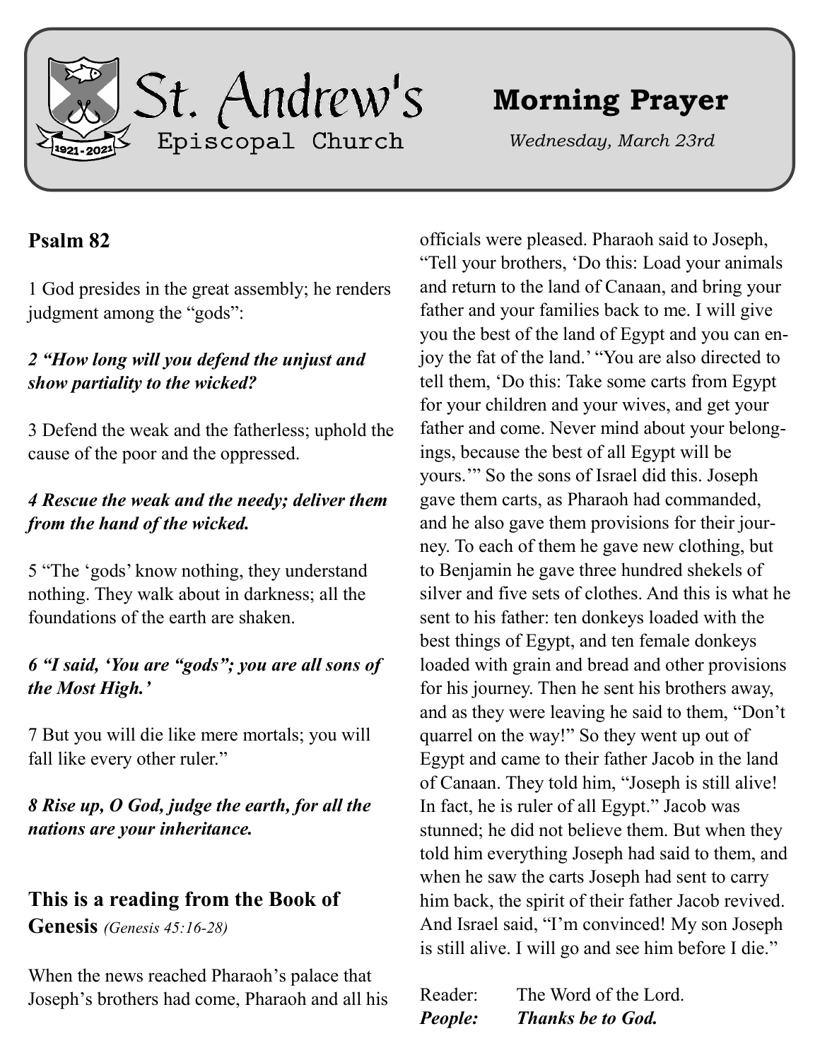# St. Andrew's

Episcopal Church

1921-2021

# Morning Prayer

*Wednesday, March 23rd*

## Psalm 82

1 God presides in the great assembly; he renders judgment among the "gods":

***2 "How long will you defend the unjust and show partiality to the wicked?***

3 Defend the weak and the fatherless; uphold the cause of the poor and the oppressed.

***4 Rescue the weak and the needy; deliver them from the hand of the wicked.***

5 "The 'gods' know nothing, they understand nothing. They walk about in darkness; all the foundations of the earth are shaken.

***6 "I said, 'You are "gods"; you are all sons of the Most High.'***

7 But you will die like mere mortals; you will fall like every other ruler."

***8 Rise up, O God, judge the earth, for all the nations are your inheritance.***

## This is a reading from the Book of Genesis *(Genesis 45:16-28)*

When the news reached Pharaoh's palace that Joseph's brothers had come, Pharaoh and all his officials were pleased. Pharaoh said to Joseph, "Tell your brothers, 'Do this: Load your animals and return to the land of Canaan, and bring your father and your families back to me. I will give you the best of the land of Egypt and you can enjoy the fat of the land.' "You are also directed to tell them, 'Do this: Take some carts from Egypt for your children and your wives, and get your father and come. Never mind about your belongings, because the best of all Egypt will be yours.'" So the sons of Israel did this. Joseph gave them carts, as Pharaoh had commanded, and he also gave them provisions for their journey. To each of them he gave new clothing, but to Benjamin he gave three hundred shekels of silver and five sets of clothes. And this is what he sent to his father: ten donkeys loaded with the best things of Egypt, and ten female donkeys loaded with grain and bread and other provisions for his journey. Then he sent his brothers away, and as they were leaving he said to them, "Don't quarrel on the way!" So they went up out of Egypt and came to their father Jacob in the land of Canaan. They told him, "Joseph is still alive! In fact, he is ruler of all Egypt." Jacob was stunned; he did not believe them. But when they told him everything Joseph had said to them, and when he saw the carts Joseph had sent to carry him back, the spirit of their father Jacob revived. And Israel said, "I'm convinced! My son Joseph is still alive. I will go and see him before I die."

Reader: The Word of the Lord.
***People: Thanks be to God.***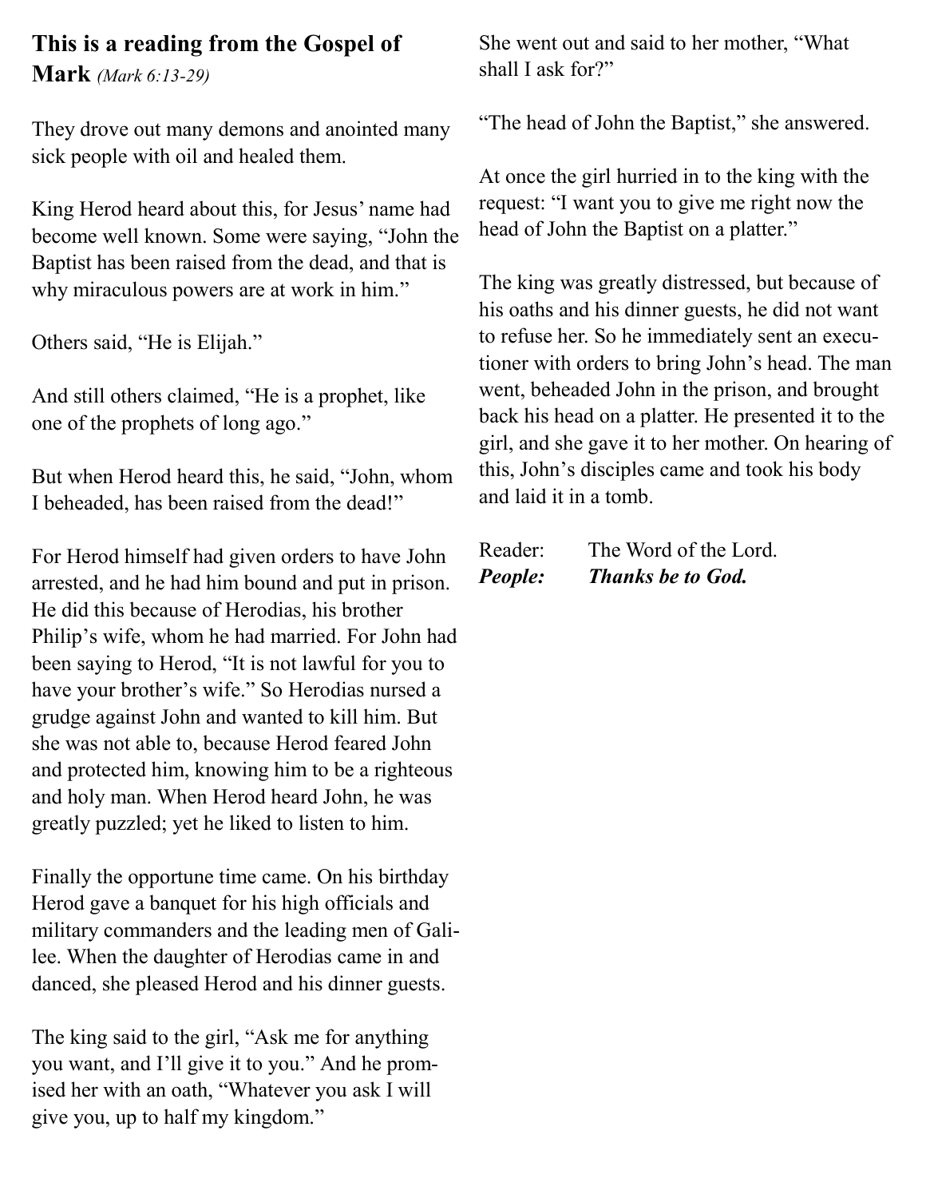**This is a reading from the Gospel of Mark** *(Mark 6:13-29)*

They drove out many demons and anointed many sick people with oil and healed them.

King Herod heard about this, for Jesus' name had become well known. Some were saying, "John the Baptist has been raised from the dead, and that is why miraculous powers are at work in him."

Others said, "He is Elijah."

And still others claimed, "He is a prophet, like one of the prophets of long ago."

But when Herod heard this, he said, "John, whom I beheaded, has been raised from the dead!"

For Herod himself had given orders to have John arrested, and he had him bound and put in prison. He did this because of Herodias, his brother Philip's wife, whom he had married. For John had been saying to Herod, "It is not lawful for you to have your brother's wife." So Herodias nursed a grudge against John and wanted to kill him. But she was not able to, because Herod feared John and protected him, knowing him to be a righteous and holy man. When Herod heard John, he was greatly puzzled; yet he liked to listen to him.

Finally the opportune time came. On his birthday Herod gave a banquet for his high officials and military commanders and the leading men of Galilee. When the daughter of Herodias came in and danced, she pleased Herod and his dinner guests.

The king said to the girl, "Ask me for anything you want, and I'll give it to you." And he promised her with an oath, "Whatever you ask I will give you, up to half my kingdom."

She went out and said to her mother, "What shall I ask for?"

"The head of John the Baptist," she answered.

At once the girl hurried in to the king with the request: "I want you to give me right now the head of John the Baptist on a platter."

The king was greatly distressed, but because of his oaths and his dinner guests, he did not want to refuse her. So he immediately sent an executioner with orders to bring John's head. The man went, beheaded John in the prison, and brought back his head on a platter. He presented it to the girl, and she gave it to her mother. On hearing of this, John's disciples came and took his body and laid it in a tomb.

Reader: The Word of the Lord.
***People:*** ***Thanks be to God.***